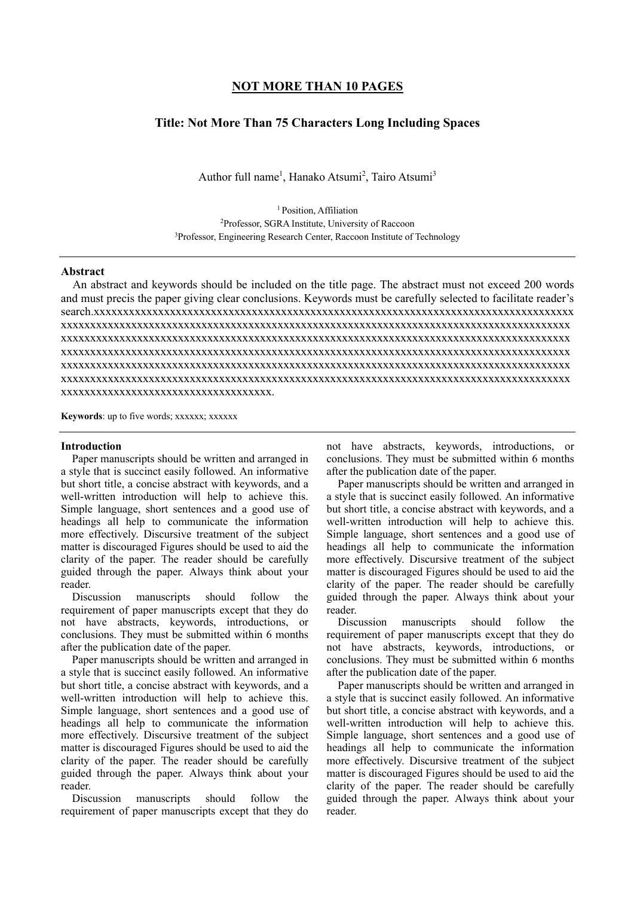**NOT MORE THAN 10 PAGES**

# Title: Not More Than 75 Characters Long Including Spaces

Author full name[1], Hanako Atsumi[2], Tairo Atsumi[3]

[1] Position, Affiliation
[2]Professor, SGRA Institute, University of Raccoon
[3]Professor, Engineering Research Center, Raccoon Institute of Technology

## Abstract

An abstract and keywords should be included on the title page. The abstract must not exceed 200 words and must precis the paper giving clear conclusions. Keywords must be carefully selected to facilitate reader's search.xxxxxxxxxxxxxxxxxxxxxxxxxxxxxxxxxxxxxxxxxxxxxxxxxxxxxxxxxxxxxxxxxxxxxxxxxxxxxxxx xxxxxxxxxxxxxxxxxxxxxxxxxxxxxxxxxxxxxxxxxxxxxxxxxxxxxxxxxxxxxxxxxxxxxxxxxxxxxxxxxxxxxx xxxxxxxxxxxxxxxxxxxxxxxxxxxxxxxxxxxxxxxxxxxxxxxxxxxxxxxxxxxxxxxxxxxxxxxxxxxxxxxxxxxxxx xxxxxxxxxxxxxxxxxxxxxxxxxxxxxxxxxxxxxxxxxxxxxxxxxxxxxxxxxxxxxxxxxxxxxxxxxxxxxxxxxxxxxx xxxxxxxxxxxxxxxxxxxxxxxxxxxxxxxxxxxxxxxxxxxxxxxxxxxxxxxxxxxxxxxxxxxxxxxxxxxxxxxxxxxxxx xxxxxxxxxxxxxxxxxxxxxxxxxxxxxxxxxxxxxxxxxxxxxxxxxxxxxxxxxxxxxxxxxxxxxxxxxxxxxxxxxxxxxx xxxxxxxxxxxxxxxxxxxxxxxxxxxxxxxxxxxx.

**Keywords**: up to five words; xxxxxx; xxxxxx

## Introduction

Paper manuscripts should be written and arranged in a style that is succinct easily followed. An informative but short title, a concise abstract with keywords, and a well-written introduction will help to achieve this. Simple language, short sentences and a good use of headings all help to communicate the information more effectively. Discursive treatment of the subject matter is discouraged Figures should be used to aid the clarity of the paper. The reader should be carefully guided through the paper. Always think about your reader.

Discussion manuscripts should follow the requirement of paper manuscripts except that they do not have abstracts, keywords, introductions, or conclusions. They must be submitted within 6 months after the publication date of the paper.

Paper manuscripts should be written and arranged in a style that is succinct easily followed. An informative but short title, a concise abstract with keywords, and a well-written introduction will help to achieve this. Simple language, short sentences and a good use of headings all help to communicate the information more effectively. Discursive treatment of the subject matter is discouraged Figures should be used to aid the clarity of the paper. The reader should be carefully guided through the paper. Always think about your reader.

Discussion manuscripts should follow the requirement of paper manuscripts except that they do not have abstracts, keywords, introductions, or conclusions. They must be submitted within 6 months after the publication date of the paper.

Paper manuscripts should be written and arranged in a style that is succinct easily followed. An informative but short title, a concise abstract with keywords, and a well-written introduction will help to achieve this. Simple language, short sentences and a good use of headings all help to communicate the information more effectively. Discursive treatment of the subject matter is discouraged Figures should be used to aid the clarity of the paper. The reader should be carefully guided through the paper. Always think about your reader.

Discussion manuscripts should follow the requirement of paper manuscripts except that they do not have abstracts, keywords, introductions, or conclusions. They must be submitted within 6 months after the publication date of the paper.

Paper manuscripts should be written and arranged in a style that is succinct easily followed. An informative but short title, a concise abstract with keywords, and a well-written introduction will help to achieve this. Simple language, short sentences and a good use of headings all help to communicate the information more effectively. Discursive treatment of the subject matter is discouraged Figures should be used to aid the clarity of the paper. The reader should be carefully guided through the paper. Always think about your reader.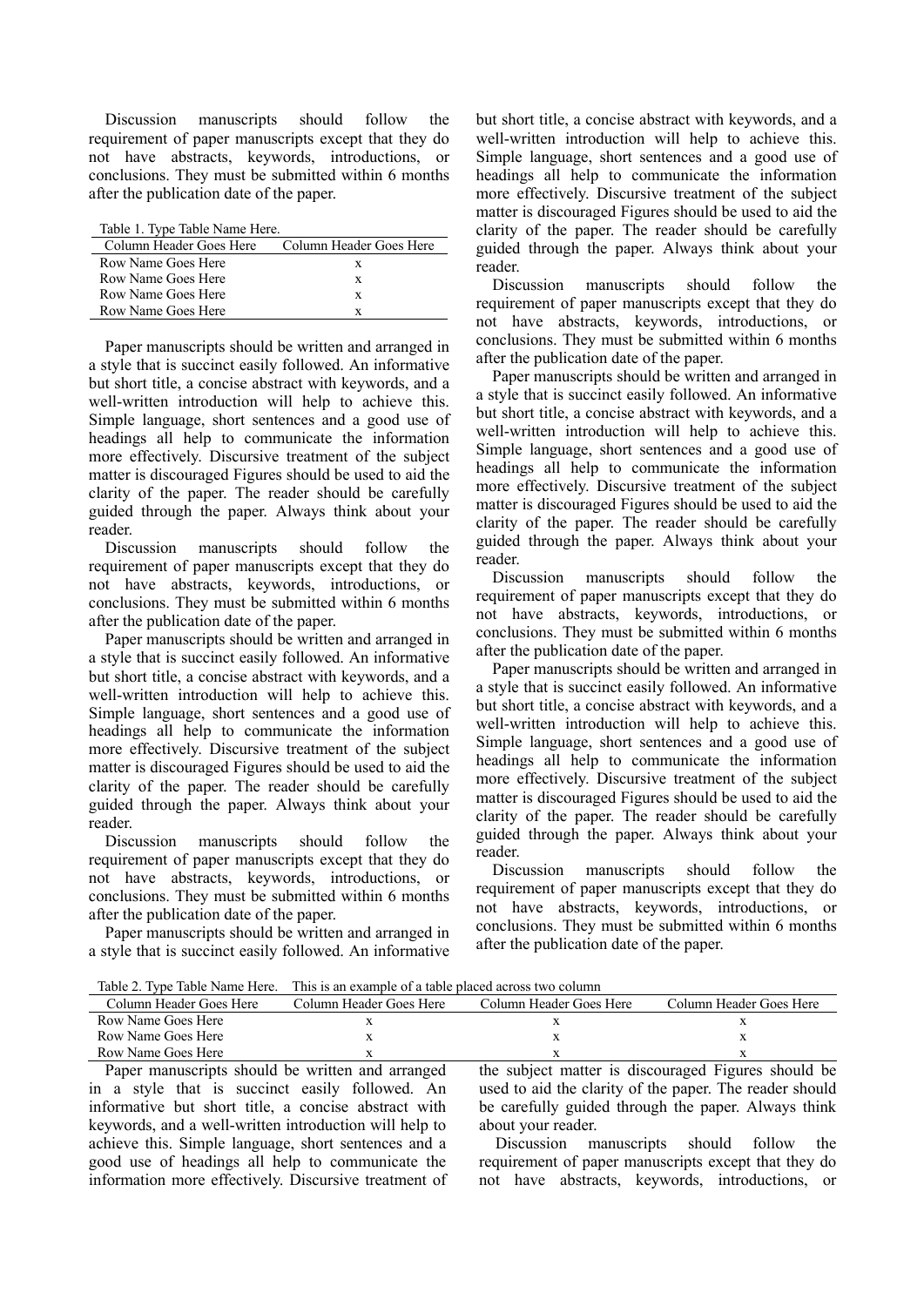Discussion manuscripts should follow the requirement of paper manuscripts except that they do not have abstracts, keywords, introductions, or conclusions. They must be submitted within 6 months after the publication date of the paper.

Table 1. Type Table Name Here.

| Column Header Goes Here | Column Header Goes Here |
|---|---|
| Row Name Goes Here | x |
| Row Name Goes Here | x |
| Row Name Goes Here | x |
| Row Name Goes Here | x |

Paper manuscripts should be written and arranged in a style that is succinct easily followed. An informative but short title, a concise abstract with keywords, and a well-written introduction will help to achieve this. Simple language, short sentences and a good use of headings all help to communicate the information more effectively. Discursive treatment of the subject matter is discouraged Figures should be used to aid the clarity of the paper. The reader should be carefully guided through the paper. Always think about your reader.

Discussion manuscripts should follow the requirement of paper manuscripts except that they do not have abstracts, keywords, introductions, or conclusions. They must be submitted within 6 months after the publication date of the paper.

Paper manuscripts should be written and arranged in a style that is succinct easily followed. An informative but short title, a concise abstract with keywords, and a well-written introduction will help to achieve this. Simple language, short sentences and a good use of headings all help to communicate the information more effectively. Discursive treatment of the subject matter is discouraged Figures should be used to aid the clarity of the paper. The reader should be carefully guided through the paper. Always think about your reader.

Discussion manuscripts should follow the requirement of paper manuscripts except that they do not have abstracts, keywords, introductions, or conclusions. They must be submitted within 6 months after the publication date of the paper.

Paper manuscripts should be written and arranged in a style that is succinct easily followed. An informative but short title, a concise abstract with keywords, and a well-written introduction will help to achieve this. Simple language, short sentences and a good use of headings all help to communicate the information more effectively. Discursive treatment of the subject matter is discouraged Figures should be used to aid the clarity of the paper. The reader should be carefully guided through the paper. Always think about your reader.

Discussion manuscripts should follow the requirement of paper manuscripts except that they do not have abstracts, keywords, introductions, or conclusions. They must be submitted within 6 months after the publication date of the paper.

Paper manuscripts should be written and arranged in a style that is succinct easily followed. An informative but short title, a concise abstract with keywords, and a well-written introduction will help to achieve this. Simple language, short sentences and a good use of headings all help to communicate the information more effectively. Discursive treatment of the subject matter is discouraged Figures should be used to aid the clarity of the paper. The reader should be carefully guided through the paper. Always think about your reader.

Discussion manuscripts should follow the requirement of paper manuscripts except that they do not have abstracts, keywords, introductions, or conclusions. They must be submitted within 6 months after the publication date of the paper.

Paper manuscripts should be written and arranged in a style that is succinct easily followed. An informative but short title, a concise abstract with keywords, and a well-written introduction will help to achieve this. Simple language, short sentences and a good use of headings all help to communicate the information more effectively. Discursive treatment of the subject matter is discouraged Figures should be used to aid the clarity of the paper. The reader should be carefully guided through the paper. Always think about your reader.

Discussion manuscripts should follow the requirement of paper manuscripts except that they do not have abstracts, keywords, introductions, or conclusions. They must be submitted within 6 months after the publication date of the paper.

Table 2. Type Table Name Here. This is an example of a table placed across two column

| Column Header Goes Here | Column Header Goes Here | Column Header Goes Here | Column Header Goes Here |
|---|---|---|---|
| Row Name Goes Here | x | x | x |
| Row Name Goes Here | x | x | x |
| Row Name Goes Here | x | x | x |

Paper manuscripts should be written and arranged in a style that is succinct easily followed. An informative but short title, a concise abstract with keywords, and a well-written introduction will help to achieve this. Simple language, short sentences and a good use of headings all help to communicate the information more effectively. Discursive treatment of the subject matter is discouraged Figures should be used to aid the clarity of the paper. The reader should be carefully guided through the paper. Always think about your reader.

Discussion manuscripts should follow the requirement of paper manuscripts except that they do not have abstracts, keywords, introductions, or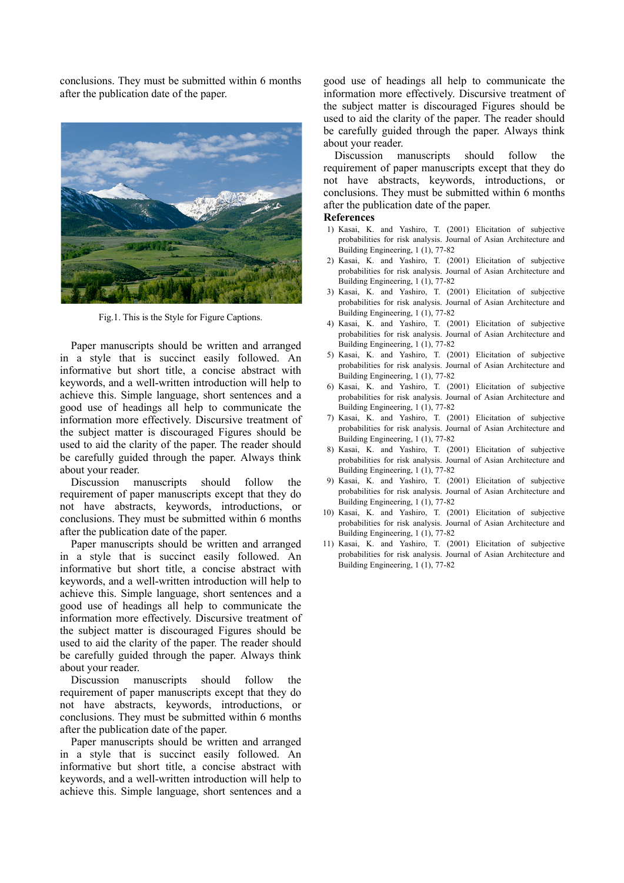conclusions. They must be submitted within 6 months after the publication date of the paper.

Fig.1. This is the Style for Figure Captions.

Paper manuscripts should be written and arranged in a style that is succinct easily followed. An informative but short title, a concise abstract with keywords, and a well-written introduction will help to achieve this. Simple language, short sentences and a good use of headings all help to communicate the information more effectively. Discursive treatment of the subject matter is discouraged Figures should be used to aid the clarity of the paper. The reader should be carefully guided through the paper. Always think about your reader.

Discussion manuscripts should follow the requirement of paper manuscripts except that they do not have abstracts, keywords, introductions, or conclusions. They must be submitted within 6 months after the publication date of the paper.

Paper manuscripts should be written and arranged in a style that is succinct easily followed. An informative but short title, a concise abstract with keywords, and a well-written introduction will help to achieve this. Simple language, short sentences and a good use of headings all help to communicate the information more effectively. Discursive treatment of the subject matter is discouraged Figures should be used to aid the clarity of the paper. The reader should be carefully guided through the paper. Always think about your reader.

Discussion manuscripts should follow the requirement of paper manuscripts except that they do not have abstracts, keywords, introductions, or conclusions. They must be submitted within 6 months after the publication date of the paper.

Paper manuscripts should be written and arranged in a style that is succinct easily followed. An informative but short title, a concise abstract with keywords, and a well-written introduction will help to achieve this. Simple language, short sentences and a good use of headings all help to communicate the information more effectively. Discursive treatment of the subject matter is discouraged Figures should be used to aid the clarity of the paper. The reader should be carefully guided through the paper. Always think about your reader.

Discussion manuscripts should follow the requirement of paper manuscripts except that they do not have abstracts, keywords, introductions, or conclusions. They must be submitted within 6 months after the publication date of the paper.

**References**

1) Kasai, K. and Yashiro, T. (2001) Elicitation of subjective probabilities for risk analysis. Journal of Asian Architecture and Building Engineering, 1 (1), 77-82
2) Kasai, K. and Yashiro, T. (2001) Elicitation of subjective probabilities for risk analysis. Journal of Asian Architecture and Building Engineering, 1 (1), 77-82
3) Kasai, K. and Yashiro, T. (2001) Elicitation of subjective probabilities for risk analysis. Journal of Asian Architecture and Building Engineering, 1 (1), 77-82
4) Kasai, K. and Yashiro, T. (2001) Elicitation of subjective probabilities for risk analysis. Journal of Asian Architecture and Building Engineering, 1 (1), 77-82
5) Kasai, K. and Yashiro, T. (2001) Elicitation of subjective probabilities for risk analysis. Journal of Asian Architecture and Building Engineering, 1 (1), 77-82
6) Kasai, K. and Yashiro, T. (2001) Elicitation of subjective probabilities for risk analysis. Journal of Asian Architecture and Building Engineering, 1 (1), 77-82
7) Kasai, K. and Yashiro, T. (2001) Elicitation of subjective probabilities for risk analysis. Journal of Asian Architecture and Building Engineering, 1 (1), 77-82
8) Kasai, K. and Yashiro, T. (2001) Elicitation of subjective probabilities for risk analysis. Journal of Asian Architecture and Building Engineering, 1 (1), 77-82
9) Kasai, K. and Yashiro, T. (2001) Elicitation of subjective probabilities for risk analysis. Journal of Asian Architecture and Building Engineering, 1 (1), 77-82
10) Kasai, K. and Yashiro, T. (2001) Elicitation of subjective probabilities for risk analysis. Journal of Asian Architecture and Building Engineering, 1 (1), 77-82
11) Kasai, K. and Yashiro, T. (2001) Elicitation of subjective probabilities for risk analysis. Journal of Asian Architecture and Building Engineering, 1 (1), 77-82